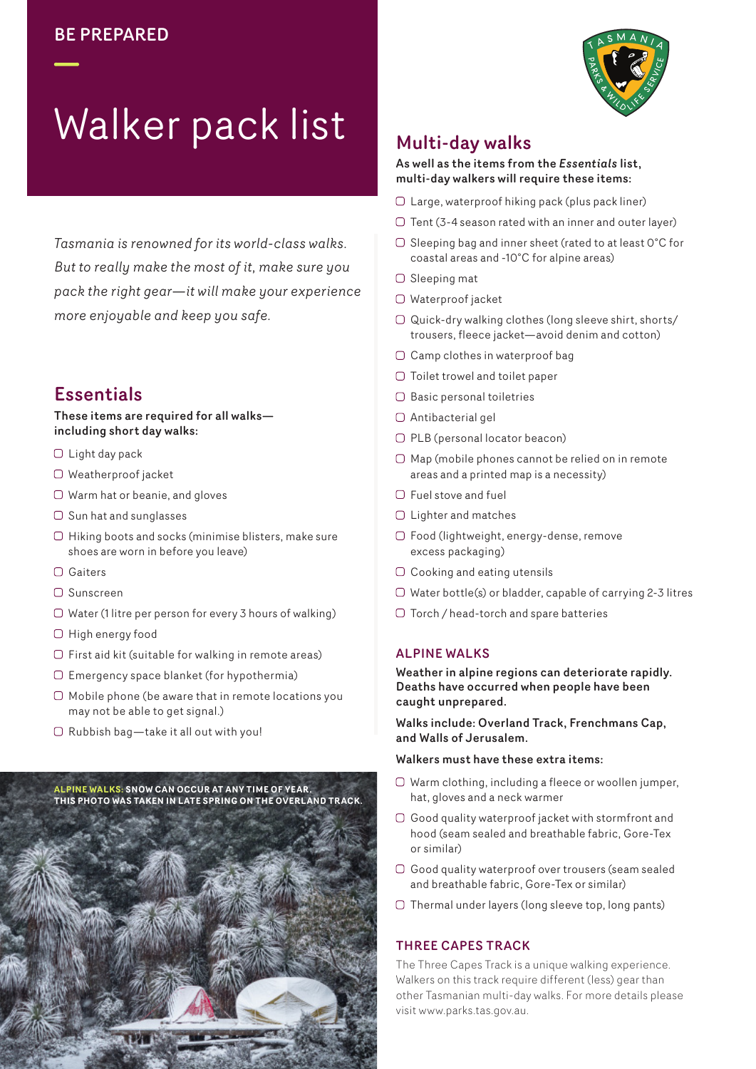BE PREPARED

# Walker pack list

*Tasmania is renowned for its world-class walks. But to really make the most of it, make sure you pack the right gear—it will make your experience more enjoyable and keep you safe.*

## Essentials

**These items are required for all walks—including short day walks:**

- ▢ Light day pack
- ▢ Weatherproof jacket
- ▢ Warm hat or beanie, and gloves
- ▢ Sun hat and sunglasses
- ▢ Hiking boots and socks (minimise blisters, make sure shoes are worn in before you leave)
- ▢ Gaiters
- ▢ Sunscreen
- ▢ Water (1 litre per person for every 3 hours of walking)
- ▢ High energy food
- ▢ First aid kit (suitable for walking in remote areas)
- ▢ Emergency space blanket (for hypothermia)
- ▢ Mobile phone (be aware that in remote locations you may not be able to get signal.)
- ▢ Rubbish bag—take it all out with you!

**ALPINE WALKS: SNOW CAN OCCUR AT ANY TIME OF YEAR. THIS PHOTO WAS TAKEN IN LATE SPRING ON THE OVERLAND TRACK.**

## Multi-day walks

**As well as the items from the *Essentials* list, multi-day walkers will require these items:**

- ▢ Large, waterproof hiking pack (plus pack liner)
- ▢ Tent (3-4 season rated with an inner and outer layer)
- ▢ Sleeping bag and inner sheet (rated to at least 0°C for coastal areas and -10°C for alpine areas)
- ▢ Sleeping mat
- ▢ Waterproof jacket
- ▢ Quick-dry walking clothes (long sleeve shirt, shorts/ trousers, fleece jacket—avoid denim and cotton)
- ▢ Camp clothes in waterproof bag
- ▢ Toilet trowel and toilet paper
- ▢ Basic personal toiletries
- ▢ Antibacterial gel
- ▢ PLB (personal locator beacon)
- ▢ Map (mobile phones cannot be relied on in remote areas and a printed map is a necessity)
- ▢ Fuel stove and fuel
- ▢ Lighter and matches
- ▢ Food (lightweight, energy-dense, remove excess packaging)
- ▢ Cooking and eating utensils
- ▢ Water bottle(s) or bladder, capable of carrying 2-3 litres
- ▢ Torch / head-torch and spare batteries

### ALPINE WALKS

**Weather in alpine regions can deteriorate rapidly. Deaths have occurred when people have been caught unprepared.**

**Walks include: Overland Track, Frenchmans Cap, and Walls of Jerusalem.**

**Walkers must have these extra items:**

- ▢ Warm clothing, including a fleece or woollen jumper, hat, gloves and a neck warmer
- ▢ Good quality waterproof jacket with stormfront and hood (seam sealed and breathable fabric, Gore-Tex or similar)
- ▢ Good quality waterproof over trousers (seam sealed and breathable fabric, Gore-Tex or similar)
- ▢ Thermal under layers (long sleeve top, long pants)

### THREE CAPES TRACK

The Three Capes Track is a unique walking experience. Walkers on this track require different (less) gear than other Tasmanian multi-day walks. For more details please visit www.parks.tas.gov.au.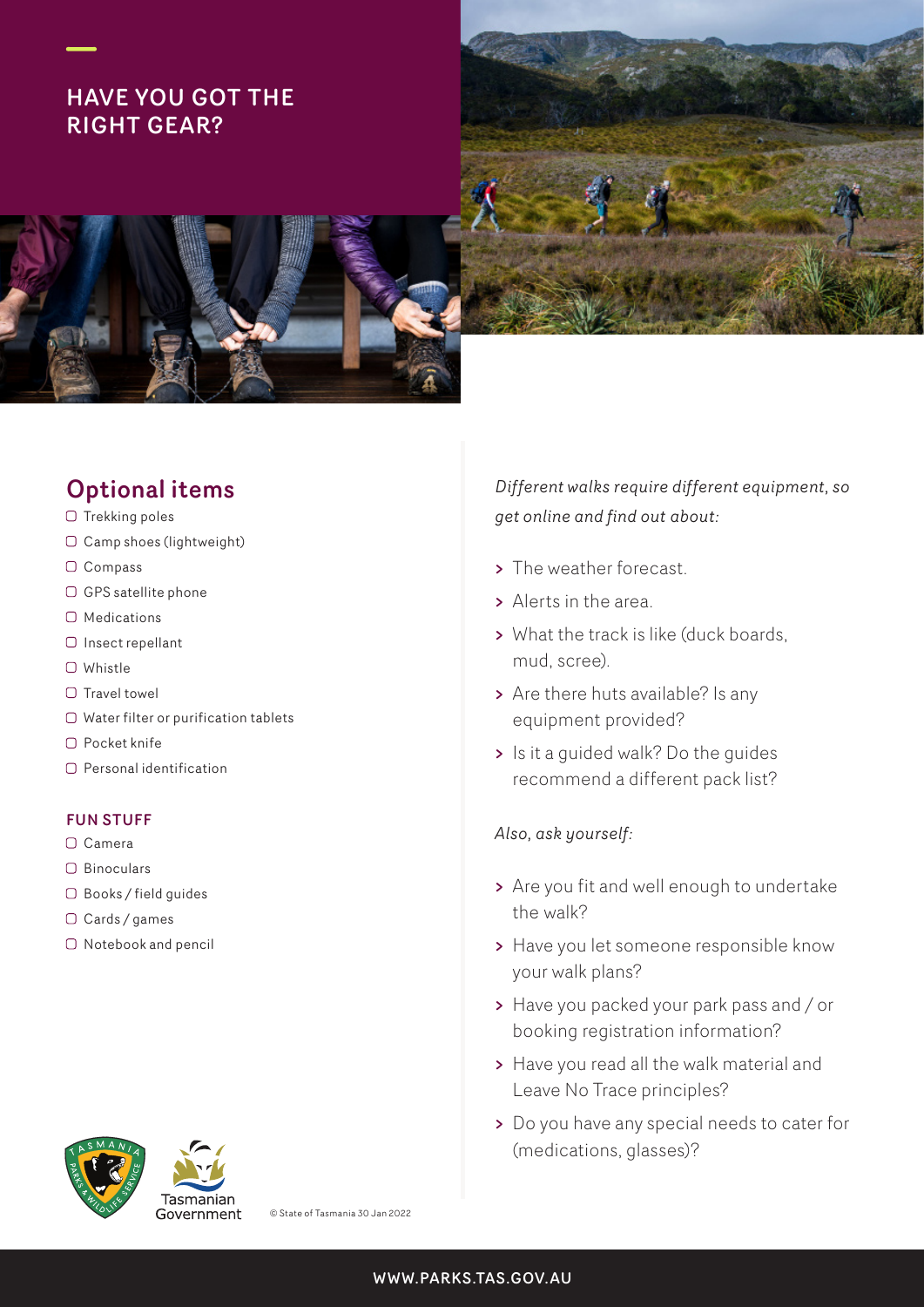## HAVE YOU GOT THE RIGHT GEAR?

## Optional items

- Trekking poles
- Camp shoes (lightweight)
- Compass
- GPS satellite phone
- Medications
- Insect repellant
- Whistle
- Travel towel
- Water filter or purification tablets
- Pocket knife
- Personal identification

### FUN STUFF

- Camera
- Binoculars
- Books / field guides
- Cards / games
- Notebook and pencil

*Different walks require different equipment, so get online and find out about:*

- The weather forecast.
- Alerts in the area.
- What the track is like (duck boards, mud, scree).
- Are there huts available? Is any equipment provided?
- Is it a guided walk? Do the guides recommend a different pack list?

*Also, ask yourself:*

- Are you fit and well enough to undertake the walk?
- Have you let someone responsible know your walk plans?
- Have you packed your park pass and / or booking registration information?
- Have you read all the walk material and Leave No Trace principles?
- Do you have any special needs to cater for (medications, glasses)?

Tasmanian Government

© State of Tasmania 30 Jan 2022

WWW.PARKS.TAS.GOV.AU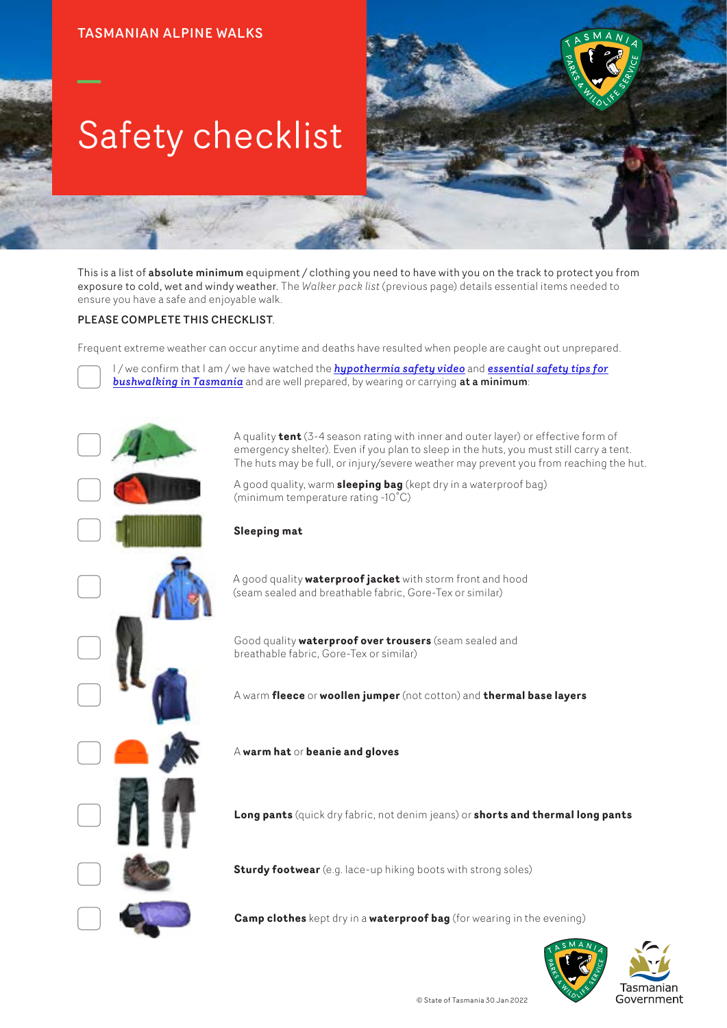TASMANIAN ALPINE WALKS

# Safety checklist

This is a list of **absolute minimum** equipment / clothing you need to have with you on the track to protect you from exposure to cold, wet and windy weather. The *Walker pack list* (previous page) details essential items needed to ensure you have a safe and enjoyable walk.

**PLEASE COMPLETE THIS CHECKLIST.**

Frequent extreme weather can occur anytime and deaths have resulted when people are caught out unprepared.

- [ ] I / we confirm that I am / we have watched the ***hypothermia safety video*** and ***essential safety tips for bushwalking in Tasmania*** and are well prepared, by wearing or carrying **at a minimum**:

- [ ] A quality **tent** (3-4 season rating with inner and outer layer) or effective form of emergency shelter). Even if you plan to sleep in the huts, you must still carry a tent. The huts may be full, or injury/severe weather may prevent you from reaching the hut.
- [ ] A good quality, warm **sleeping bag** (kept dry in a waterproof bag) (minimum temperature rating -10˚C)
- [ ] **Sleeping mat**
- [ ] A good quality **waterproof jacket** with storm front and hood (seam sealed and breathable fabric, Gore-Tex or similar)
- [ ] Good quality **waterproof over trousers** (seam sealed and breathable fabric, Gore-Tex or similar)
- [ ] A warm **fleece** or **woollen jumper** (not cotton) and **thermal base layers**
- [ ] A **warm hat** or **beanie and gloves**
- [ ] **Long pants** (quick dry fabric, not denim jeans) or **shorts and thermal long pants**
- [ ] **Sturdy footwear** (e.g. lace-up hiking boots with strong soles)
- [ ] **Camp clothes** kept dry in a **waterproof bag** (for wearing in the evening)

© State of Tasmania 30 Jan 2022

Tasmanian Government